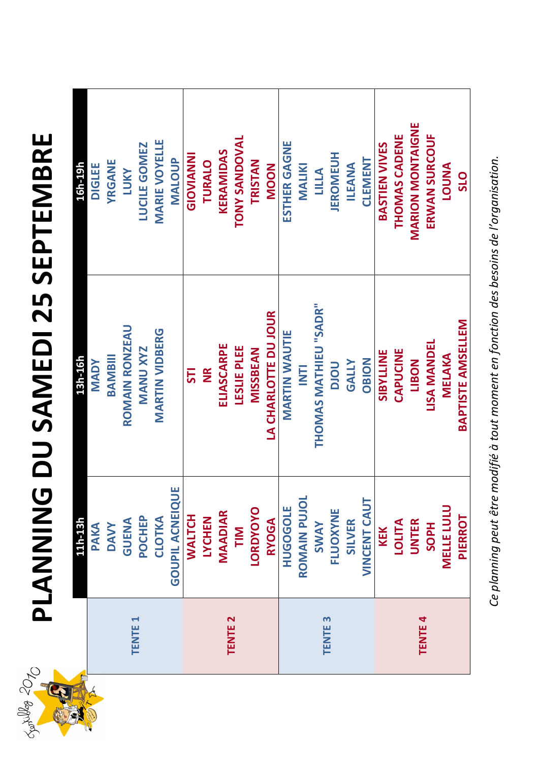# PLANNING DU SAMEDI 25 SEPTEMBRE

| | 11h-13h | 13h-16h | 16h-19h |
|---|---|---|---|
| TENTE 1 | PAKA<br>DAVY<br>GUENA<br>POCHEP<br>CLOTKA<br>GOUPIL ACNEIQUE | MADY<br>BAMBIII<br>ROMAIN RONZEAU<br>MANU XYZ<br>MARTIN VIDBERG | DIGLEE<br>YRGANE<br>LUKY<br>LUCILE GOMEZ<br>MARIE VOYELLE<br>MALOUP |
| TENTE 2 | WALTCH<br>LYCHEN<br>MAADIAR<br>TIM<br>LORDYOYO<br>RYOGA | STI<br>NR<br>ELIASCARPE<br>LESLIE PLEE<br>MISSBEAN<br>LA CHARLOTTE DU JOUR | GIOVIANNI<br>TURALO<br>KERAMIDAS<br>TONY SANDOVAL<br>TRISTAN<br>MOON |
| TENTE 3 | HUGOGOLE<br>ROMAIN PUJOL<br>SWAY<br>FLUOXYNE<br>SILVER<br>VINCENT CAUT | MARTIN WAUTIE<br>INTI<br>THOMAS MATHIEU "SADR"<br>DJOU<br>GALLY<br>OBION | ESTHER GAGNE<br>MALIKI<br>LILLA<br>JEROMEUH<br>ILEANA<br>CLEMENT |
| TENTE 4 | KEK<br>LOLITA<br>UNTER<br>SOPH<br>MELLE LULU<br>PIERROT | SIBYLLINE<br>CAPUCINE<br>LIBON<br>LISA MANDEL<br>MELAKA<br>BAPTISTE AMSELLEM | BASTIEN VIVES<br>THOMAS CADENE<br>MARION MONTAIGNE<br>ERWAN SURCOUF<br>LOUNA<br>SLO |

*Ce planning peut être modifié à tout moment en fonction des besoins de l'organisation.*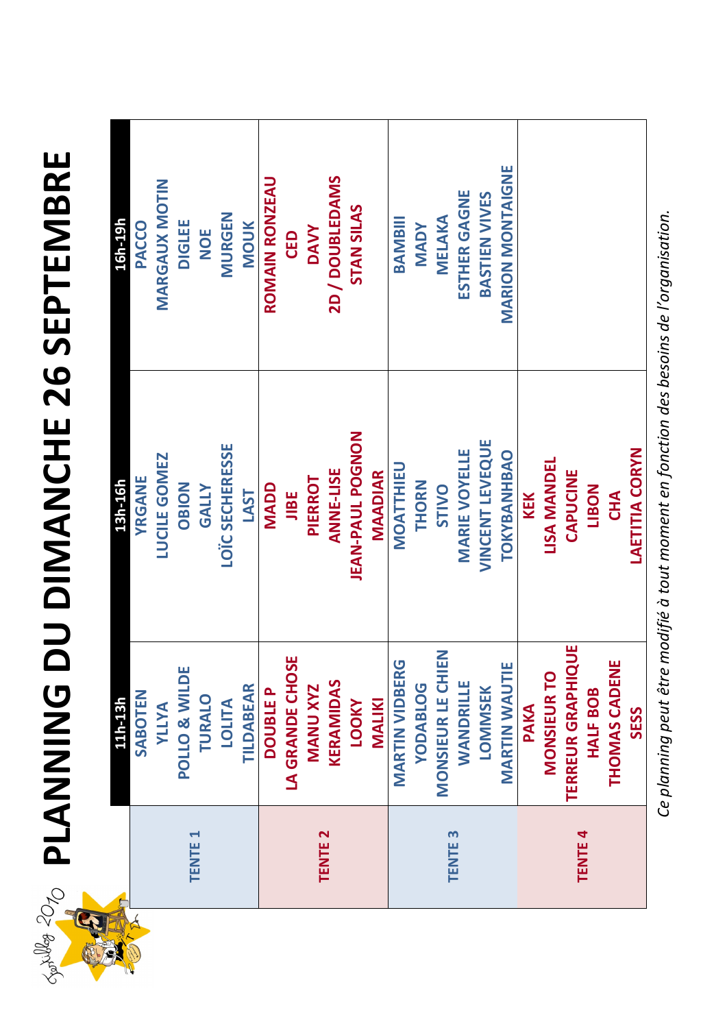# PLANNING DU DIMANCHE 26 SEPTEMBRE

| | 11h-13h | 13h-16h | 16h-19h |
|---|---|---|---|
| TENTE 1 | SABOTEN<br>YLLYA<br>POLLO & WILDE<br>TURALO<br>LOLITA<br>TILDABEAR | YRGANE<br>LUCILE GOMEZ<br>OBION<br>GALLY<br>LOÏC SECHERESSE<br>LAST | PACCO<br>MARGAUX MOTIN<br>DIGLEE<br>NOE<br>MURGEN<br>MOUK |
| TENTE 2 | DOUBLE P<br>LA GRANDE CHOSE<br>MANU XYZ<br>KERAMIDAS<br>LOOKY<br>MALIKI | MADD<br>JIBE<br>PIERROT<br>ANNE-LISE<br>JEAN-PAUL POGNON<br>MAADIAR | ROMAIN RONZEAU<br>CED<br>DAVY<br>2D / DOUBLEDAMS<br>STAN SILAS |
| TENTE 3 | MARTIN VIDBERG<br>YODABLOG<br>MONSIEUR LE CHIEN<br>WANDRILLE<br>LOMMSEK<br>MARTIN WAUTIE | MOATTHIEU<br>THORN<br>STIVO<br>MARIE VOYELLE<br>VINCENT LEVEQUE<br>TOKYBANHBAO | BAMBIII<br>MADY<br>MELAKA<br>ESTHER GAGNE<br>BASTIEN VIVES<br>MARION MONTAIGNE |
| TENTE 4 | PAKA<br>MONSIEUR TO<br>TERREUR GRAPHIQUE<br>HALF BOB<br>THOMAS CADENE<br>SESS | KEK<br>LISA MANDEL<br>CAPUCINE<br>LIBON<br>CHA<br>LAETITIA CORYN | |

*Ce planning peut être modifié à tout moment en fonction des besoins de l'organisation.*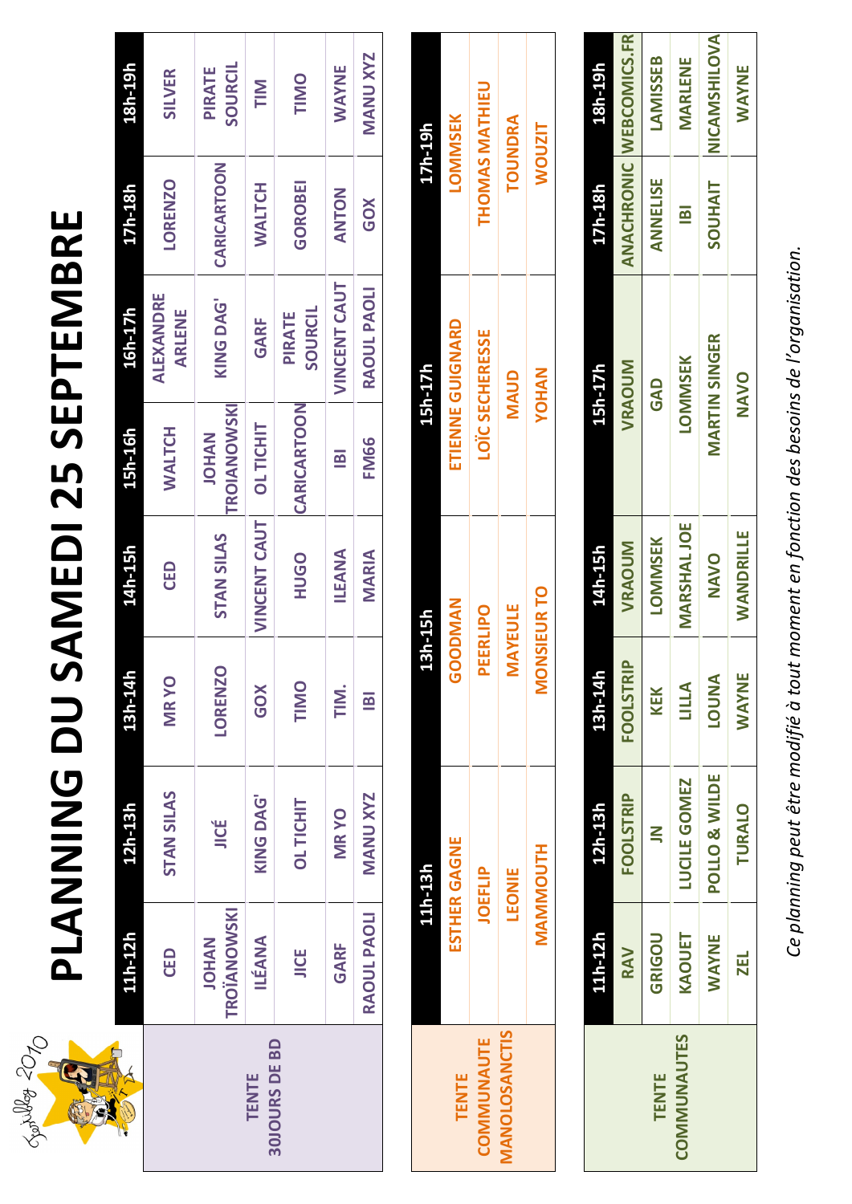# PLANNING DU SAMEDI 25 SEPTEMBRE

| TENTE 30JOURS DE BD | 11h-12h | 12h-13h | 13h-14h | 14h-15h | 15h-16h | 16h-17h | 17h-18h | 18h-19h |
|---|---|---|---|---|---|---|---|---|
| | CED | STAN SILAS | MR YO | CED | WALTCH | ALEXANDRE ARLENE | LORENZO | SILVER |
| | JOHAN TROÏANOWSKI | JICÉ | LORENZO | STAN SILAS | JOHAN TROIANOWSKI | KING DAG' | CARICARTOON | PIRATE SOURCIL |
| | ILÉANA | KING DAG' | GOX | VINCENT CAUT | OL TICHIT | GARF | WALTCH | TIM |
| | JICE | OL TICHIT | TIMO | HUGO | CARICARTOON | PIRATE SOURCIL | GOROBEI | TIMO |
| | GARF | MR YO | TIM. | ILEANA | IBI | VINCENT CAUT | ANTON | WAYNE |
| | RAOUL PAOLI | MANU XYZ | IBI | MARIA | FM66 | RAOUL PAOLI | GOX | MANU XYZ |

| TENTE COMMUNAUTE MANOLOSANCTIS | 11h-13h | 13h-15h | 15h-17h | 17h-19h |
|---|---|---|---|---|
| | ESTHER GAGNE | GOODMAN | ETIENNE GUIGNARD | LOMMSEK |
| | JOEFLIP | PEERLIPO | LOÏC SECHERESSE | THOMAS MATHIEU |
| | LEONIE | MAYEULE | MAUD | TOUNDRA |
| | MAMMOUTH | MONSIEUR TO | YOHAN | WOUZIT |

| TENTE COMMUNAUTES | 11h-12h | 12h-13h | 13h-14h | 14h-15h | 15h-17h | 17h-18h | 18h-19h |
|---|---|---|---|---|---|---|---|
| | RAV | FOOLSTRIP | FOOLSTRIP | VRAOUM | VRAOUM | ANACHRONIC | WEBCOMICS.FR |
| | GRIGOU | JN | KEK | LOMMSEK | GAD | ANNELISE | LAMISSEB |
| | KAOUET | LUCILE GOMEZ | LILLA | MARSHAL JOE | LOMMSEK | IBI | MARLENE |
| | WAYNE | POLLO & WILDE | LOUNA | NAVO | MARTIN SINGER | SOUHAIT | NICAMSHILOVA |
| | ZEL | TURALO | WAYNE | WANDRILLE | NAVO | | WAYNE |

*Ce planning peut être modifié à tout moment en fonction des besoins de l'organisation.*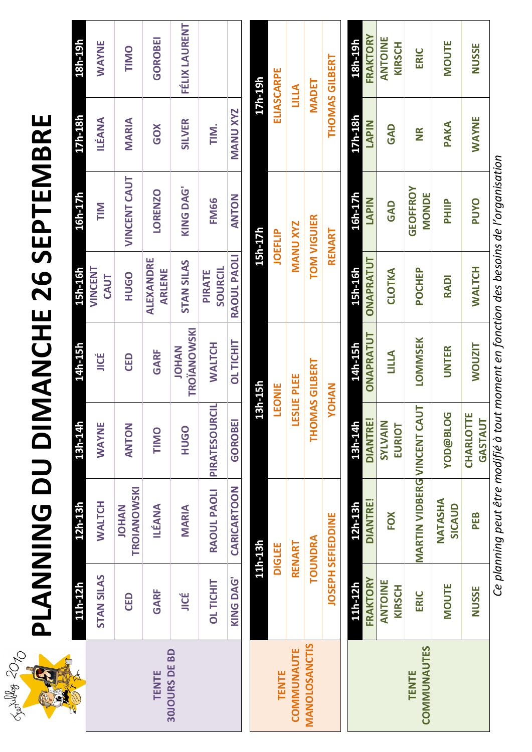# PLANNING DU DIMANCHE 26 SEPTEMBRE

## TENTE 30JOURS DE BD

| 11h-12h | 12h-13h | 13h-14h | 14h-15h | 15h-16h | 16h-17h | 17h-18h | 18h-19h |
|---|---|---|---|---|---|---|---|
| STAN SILAS | WALTCH | WAYNE | JICÉ | VINCENT CAUT | TIM | ILÉANA | WAYNE |
| CED | JOHAN TROIANOWSKI | ANTON | CED | HUGO | VINCENT CAUT | MARIA | TIMO |
| GARF | ILÉANA | TIMO | GARF | ALEXANDRE ARLENE | LORENZO | GOX | GOROBEI |
| JICÉ | MARIA | HUGO | JOHAN TROÏANOWSKI | STAN SILAS | KING DAG' | SILVER | FÉLIX LAURENT |
| OL TICHIT | RAOUL PAOLI | PIRATESOURCIL | WALTCH | PIRATE SOURCIL | FM66 | TIM. | |
| KING DAG' | CARICARTOON | GOROBEI | OL TICHIT | RAOUL PAOLI | ANTON | MANU XYZ | |

## TENTE COMMUNAUTE MANOLOSANCTIS

| 11h-13h | 13h-15h | 15h-17h | 17h-19h |
|---|---|---|---|
| DIGLEE | LEONIE | JOEFLIP | ELIASCARPE |
| RENART | LESLIE PLEE | MANU XYZ | LILLA |
| TOUNDRA | THOMAS GILBERT | TOM VIGUIER | MADET |
| JOSEPH SEFIEDDINE | YOHAN | RENART | THOMAS GILBERT |

## TENTE COMMUNAUTES

| 11h-12h | 12h-13h | 13h-14h | 14h-15h | 15h-16h | 16h-17h | 17h-18h | 18h-19h |
|---|---|---|---|---|---|---|---|
| FRAKTORY | DIANTRE! | DIANTRE! | ONAPRATUT | ONAPRATUT | LAPIN | LAPIN | FRAKTORY |
| ANTOINE KIRSCH | FOX | SYLVAIN EURIOT | LILLA | CLOTKA | GAD | GAD | ANTOINE KIRSCH |
| ERIC | MARTIN VIDBERG | VINCENT CAUT | LOMMSEK | POCHEP | GEOFFROY MONDE | NR | ERIC |
| MOUTE | NATASHA SICAUD | YOD@BLOG | UNTER | RADI | PHIIP | PAKA | MOUTE |
| NUSSE | PEB | CHARLOTTE GASTAUT | WOUZIT | WALTCH | PUYO | WAYNE | NUSSE |

*Ce planning peut être modifié à tout moment en fonction des besoins de l'organisation*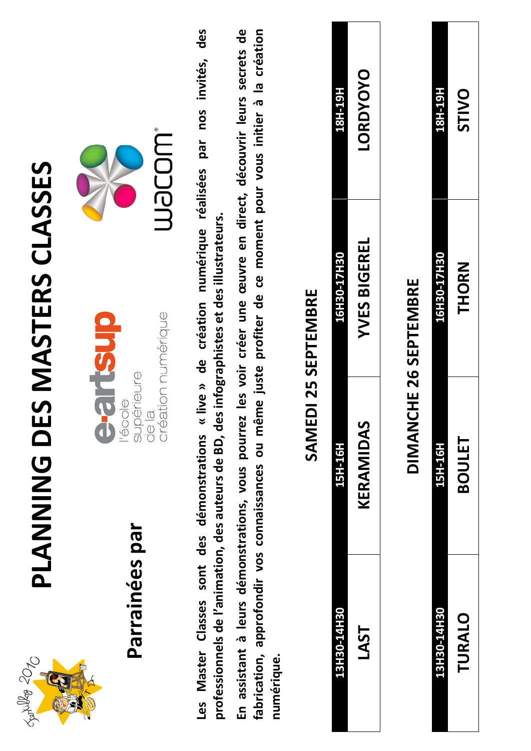# PLANNING DES MASTERS CLASSES

## Parrainées par

e-artsup
l'école supérieure de la création numérique

wacom

**Les Master Classes sont des démonstrations « live » de création numérique réalisées par nos invités, des professionnels de l'animation, des auteurs de BD, des infographistes et des illustrateurs.**

**En assistant à leurs démonstrations, vous pourrez les voir créer une œuvre en direct, découvrir leurs secrets de fabrication, approfondir vos connaissances ou même juste profiter de ce moment pour vous initier à la création numérique.**

## SAMEDI 25 SEPTEMBRE

| 13H30-14H30 | 15H-16H | 16H30-17H30 | 18H-19H |
|---|---|---|---|
| LAST | KERAMIDAS | YVES BIGEREL | LORDYOYO |

## DIMANCHE 26 SEPTEMBRE

| 13H30-14H30 | 15H-16H | 16H30-17H30 | 18H-19H |
|---|---|---|---|
| TURALO | BOULET | THORN | STIVO |